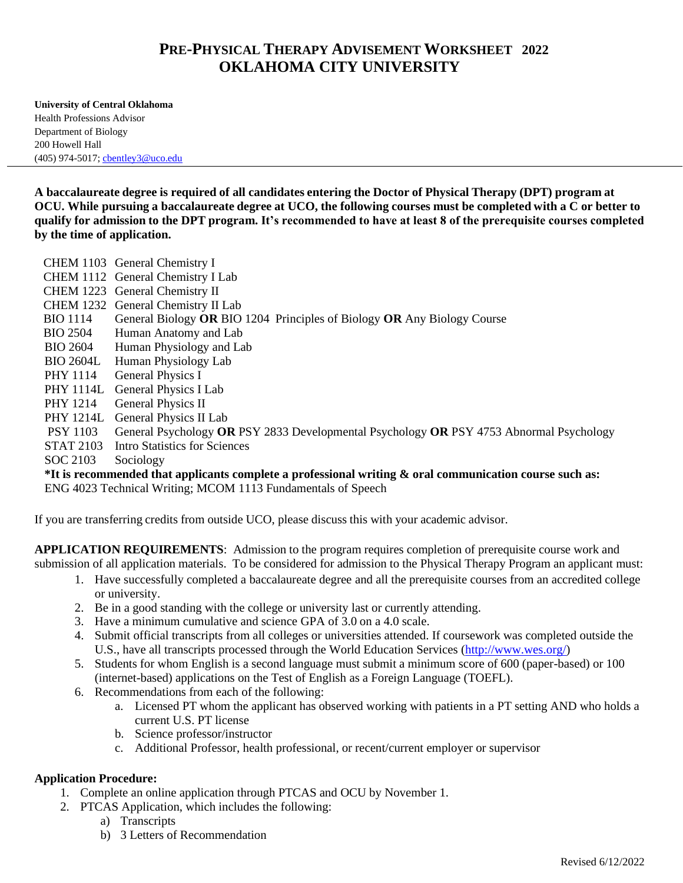# PRE-PHYSICAL THERAPY ADVISEMENT WORKSHEET 2022
# OKLAHOMA CITY UNIVERSITY

**University of Central Oklahoma**
Health Professions Advisor
Department of Biology
200 Howell Hall
(405) 974-5017; cbentley3@uco.edu

---

**A baccalaureate degree is required of all candidates entering the Doctor of Physical Therapy (DPT) program at OCU. While pursuing a baccalaureate degree at UCO, the following courses must be completed with a C or better to qualify for admission to the DPT program. It's recommended to have at least 8 of the prerequisite courses completed by the time of application.**

| | |
|---|---|
| CHEM 1103 | General Chemistry I |
| CHEM 1112 | General Chemistry I Lab |
| CHEM 1223 | General Chemistry II |
| CHEM 1232 | General Chemistry II Lab |
| BIO 1114 | General Biology **OR** BIO 1204 Principles of Biology **OR** Any Biology Course |
| BIO 2504 | Human Anatomy and Lab |
| BIO 2604 | Human Physiology and Lab |
| BIO 2604L | Human Physiology Lab |
| PHY 1114 | General Physics I |
| PHY 1114L | General Physics I Lab |
| PHY 1214 | General Physics II |
| PHY 1214L | General Physics II Lab |
| PSY 1103 | General Psychology **OR** PSY 2833 Developmental Psychology **OR** PSY 4753 Abnormal Psychology |
| STAT 2103 | Intro Statistics for Sciences |
| SOC 2103 | Sociology |

**\*It is recommended that applicants complete a professional writing & oral communication course such as:**
ENG 4023 Technical Writing; MCOM 1113 Fundamentals of Speech

If you are transferring credits from outside UCO, please discuss this with your academic advisor.

**APPLICATION REQUIREMENTS**: Admission to the program requires completion of prerequisite course work and submission of all application materials. To be considered for admission to the Physical Therapy Program an applicant must:

1. Have successfully completed a baccalaureate degree and all the prerequisite courses from an accredited college or university.
2. Be in a good standing with the college or university last or currently attending.
3. Have a minimum cumulative and science GPA of 3.0 on a 4.0 scale.
4. Submit official transcripts from all colleges or universities attended. If coursework was completed outside the U.S., have all transcripts processed through the World Education Services (http://www.wes.org/)
5. Students for whom English is a second language must submit a minimum score of 600 (paper-based) or 100 (internet-based) applications on the Test of English as a Foreign Language (TOEFL).
6. Recommendations from each of the following:
   a. Licensed PT whom the applicant has observed working with patients in a PT setting AND who holds a current U.S. PT license
   b. Science professor/instructor
   c. Additional Professor, health professional, or recent/current employer or supervisor

**Application Procedure:**

1. Complete an online application through PTCAS and OCU by November 1.
2. PTCAS Application, which includes the following:
   a) Transcripts
   b) 3 Letters of Recommendation

Revised 6/12/2022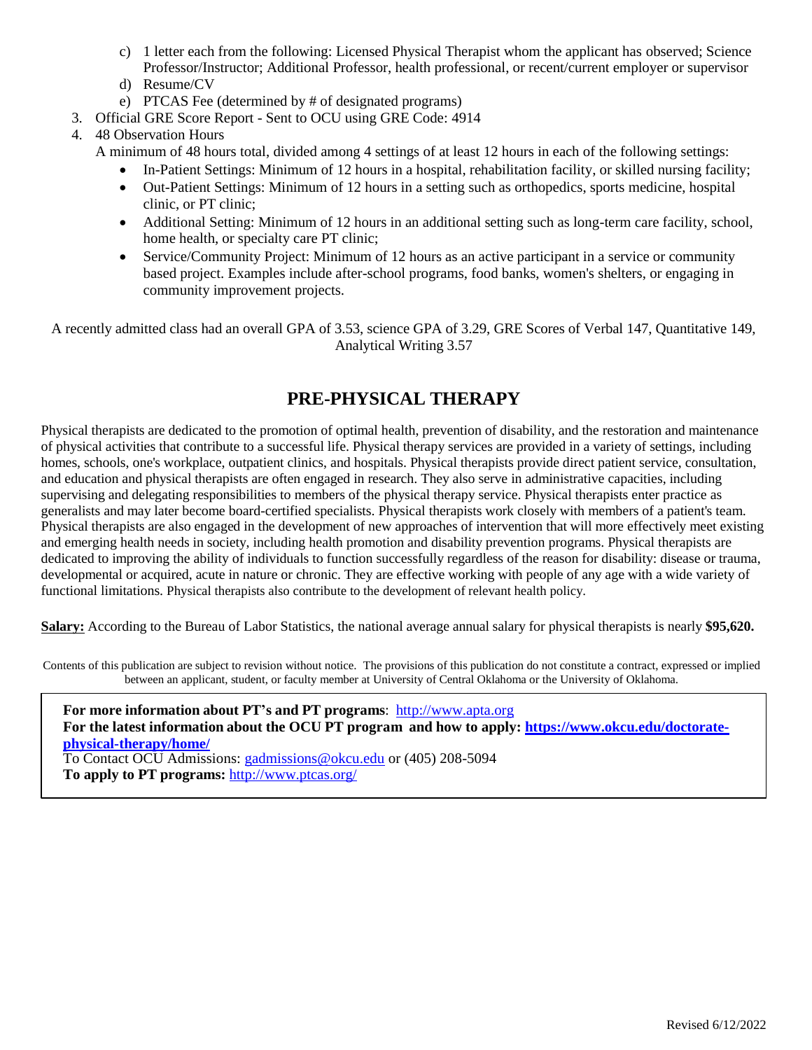c) 1 letter each from the following: Licensed Physical Therapist whom the applicant has observed; Science Professor/Instructor; Additional Professor, health professional, or recent/current employer or supervisor
d) Resume/CV
e) PTCAS Fee (determined by # of designated programs)

3. Official GRE Score Report - Sent to OCU using GRE Code: 4914
4. 48 Observation Hours

   A minimum of 48 hours total, divided among 4 settings of at least 12 hours in each of the following settings:

   - In-Patient Settings: Minimum of 12 hours in a hospital, rehabilitation facility, or skilled nursing facility;
   - Out-Patient Settings: Minimum of 12 hours in a setting such as orthopedics, sports medicine, hospital clinic, or PT clinic;
   - Additional Setting: Minimum of 12 hours in an additional setting such as long-term care facility, school, home health, or specialty care PT clinic;
   - Service/Community Project: Minimum of 12 hours as an active participant in a service or community based project. Examples include after-school programs, food banks, women's shelters, or engaging in community improvement projects.

A recently admitted class had an overall GPA of 3.53, science GPA of 3.29, GRE Scores of Verbal 147, Quantitative 149, Analytical Writing 3.57

## PRE-PHYSICAL THERAPY

Physical therapists are dedicated to the promotion of optimal health, prevention of disability, and the restoration and maintenance of physical activities that contribute to a successful life. Physical therapy services are provided in a variety of settings, including homes, schools, one's workplace, outpatient clinics, and hospitals. Physical therapists provide direct patient service, consultation, and education and physical therapists are often engaged in research. They also serve in administrative capacities, including supervising and delegating responsibilities to members of the physical therapy service. Physical therapists enter practice as generalists and may later become board-certified specialists. Physical therapists work closely with members of a patient's team. Physical therapists are also engaged in the development of new approaches of intervention that will more effectively meet existing and emerging health needs in society, including health promotion and disability prevention programs. Physical therapists are dedicated to improving the ability of individuals to function successfully regardless of the reason for disability: disease or trauma, developmental or acquired, acute in nature or chronic. They are effective working with people of any age with a wide variety of functional limitations. Physical therapists also contribute to the development of relevant health policy.

**Salary:** According to the Bureau of Labor Statistics, the national average annual salary for physical therapists is nearly **$95,620.**

Contents of this publication are subject to revision without notice. The provisions of this publication do not constitute a contract, expressed or implied between an applicant, student, or faculty member at University of Central Oklahoma or the University of Oklahoma.

**For more information about PT's and PT programs**: http://www.apta.org
**For the latest information about the OCU PT program and how to apply: https://www.okcu.edu/doctorate-physical-therapy/home/**
To Contact OCU Admissions: gadmissions@okcu.edu or (405) 208-5094
**To apply to PT programs:** http://www.ptcas.org/

Revised 6/12/2022